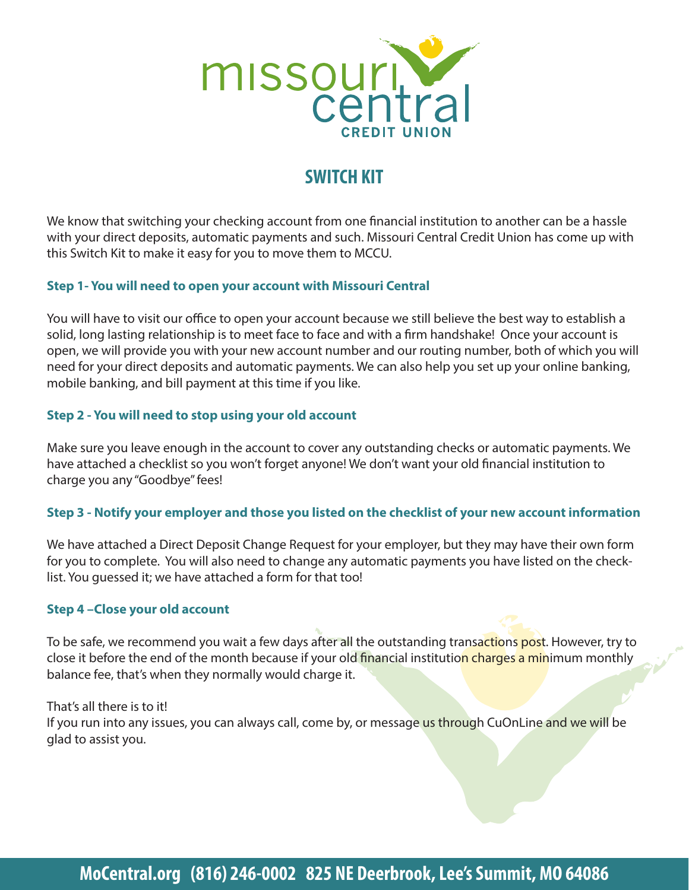missouri central CREDIT UNION

# SWITCH KIT

We know that switching your checking account from one financial institution to another can be a hassle with your direct deposits, automatic payments and such. Missouri Central Credit Union has come up with this Switch Kit to make it easy for you to move them to MCCU.

**Step 1- You will need to open your account with Missouri Central**

You will have to visit our office to open your account because we still believe the best way to establish a solid, long lasting relationship is to meet face to face and with a firm handshake! Once your account is open, we will provide you with your new account number and our routing number, both of which you will need for your direct deposits and automatic payments. We can also help you set up your online banking, mobile banking, and bill payment at this time if you like.

**Step 2 - You will need to stop using your old account**

Make sure you leave enough in the account to cover any outstanding checks or automatic payments. We have attached a checklist so you won't forget anyone! We don't want your old financial institution to charge you any "Goodbye" fees!

**Step 3 - Notify your employer and those you listed on the checklist of your new account information**

We have attached a Direct Deposit Change Request for your employer, but they may have their own form for you to complete. You will also need to change any automatic payments you have listed on the checklist. You guessed it; we have attached a form for that too!

**Step 4 –Close your old account**

To be safe, we recommend you wait a few days after all the outstanding transactions post. However, try to close it before the end of the month because if your old financial institution charges a minimum monthly balance fee, that's when they normally would charge it.

That's all there is to it!
If you run into any issues, you can always call, come by, or message us through CuOnLine and we will be glad to assist you.

**MoCentral.org (816) 246-0002 825 NE Deerbrook, Lee's Summit, MO 64086**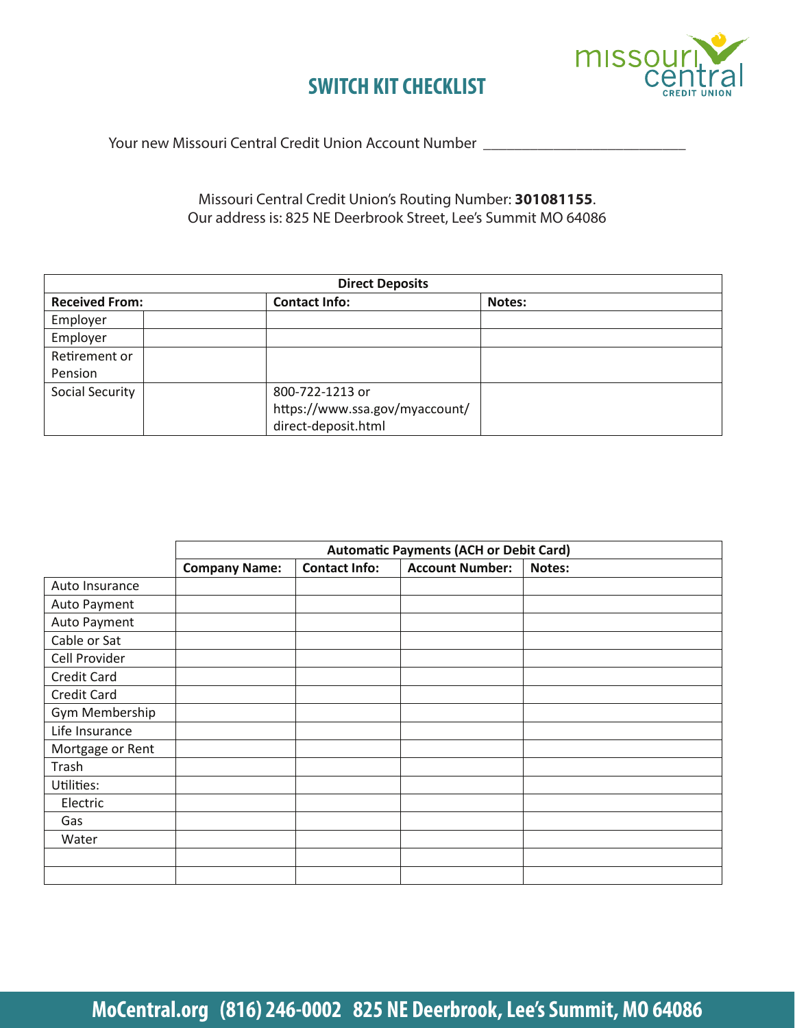# SWITCH KIT CHECKLIST

Your new Missouri Central Credit Union Account Number ___________________________

Missouri Central Credit Union's Routing Number: **301081155**.
Our address is: 825 NE Deerbrook Street, Lee's Summit MO 64086

| **Direct Deposits** | | | |
|---|---|---|---|
| **Received From:** | | **Contact Info:** | **Notes:** |
| Employer | | | |
| Employer | | | |
| Retirement or Pension | | | |
| Social Security | | 800-722-1213 or https://www.ssa.gov/myaccount/direct-deposit.html | |

| | **Automatic Payments (ACH or Debit Card)** | | | |
|---|---|---|---|---|
| | **Company Name:** | **Contact Info:** | **Account Number:** | **Notes:** |
| Auto Insurance | | | | |
| Auto Payment | | | | |
| Auto Payment | | | | |
| Cable or Sat | | | | |
| Cell Provider | | | | |
| Credit Card | | | | |
| Credit Card | | | | |
| Gym Membership | | | | |
| Life Insurance | | | | |
| Mortgage or Rent | | | | |
| Trash | | | | |
| Utilities: | | | | |
| Electric | | | | |
| Gas | | | | |
| Water | | | | |
| | | | | |
| | | | | |

**MoCentral.org (816) 246-0002 825 NE Deerbrook, Lee's Summit, MO 64086**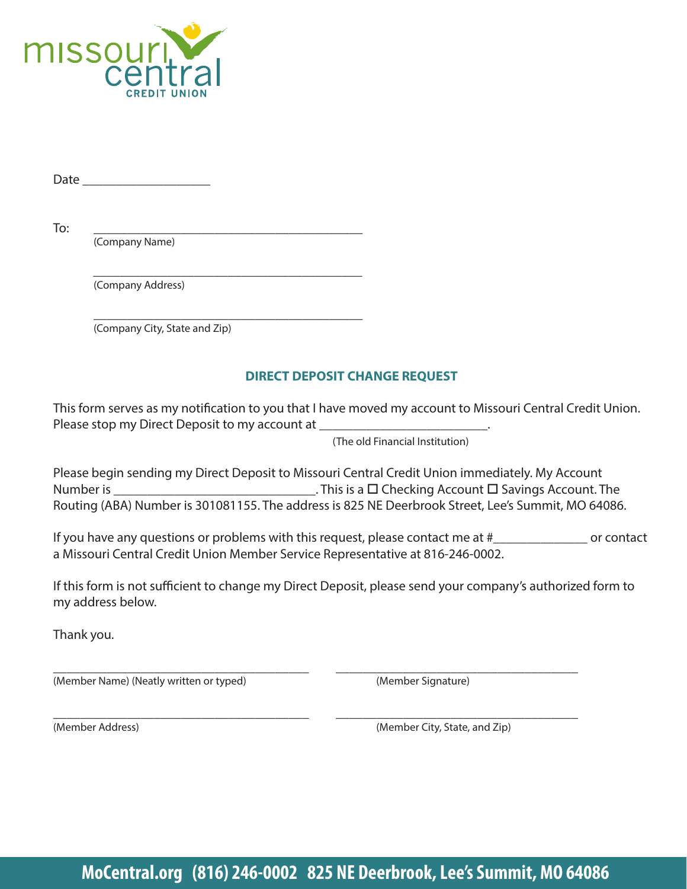missouri central CREDIT UNION

Date ___________________

To: ________________________________________
(Company Name)

________________________________________
(Company Address)

________________________________________
(Company City, State and Zip)

## DIRECT DEPOSIT CHANGE REQUEST

This form serves as my notification to you that I have moved my account to Missouri Central Credit Union. Please stop my Direct Deposit to my account at ________________________.
(The old Financial Institution)

Please begin sending my Direct Deposit to Missouri Central Credit Union immediately. My Account Number is ______________________________. This is a ☐ Checking Account ☐ Savings Account. The Routing (ABA) Number is 301081155. The address is 825 NE Deerbrook Street, Lee's Summit, MO 64086.

If you have any questions or problems with this request, please contact me at #______________ or contact a Missouri Central Credit Union Member Service Representative at 816-246-0002.

If this form is not sufficient to change my Direct Deposit, please send your company's authorized form to my address below.

Thank you.

______________________________________ ______________________________________
(Member Name) (Neatly written or typed) (Member Signature)

______________________________________ ______________________________________
(Member Address) (Member City, State, and Zip)

**MoCentral.org (816) 246-0002 825 NE Deerbrook, Lee's Summit, MO 64086**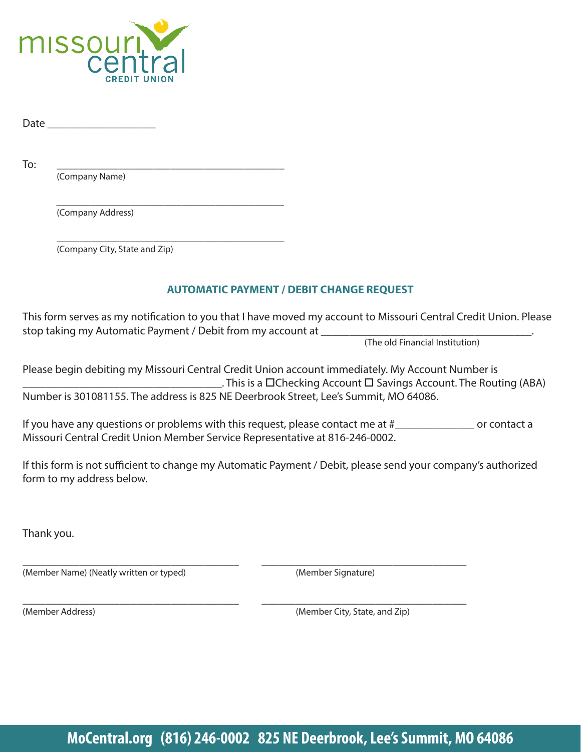missouri central CREDIT UNION

Date ___________________

To: ________________________________________
(Company Name)

________________________________________
(Company Address)

________________________________________
(Company City, State and Zip)

## AUTOMATIC PAYMENT / DEBIT CHANGE REQUEST

This form serves as my notification to you that I have moved my account to Missouri Central Credit Union. Please stop taking my Automatic Payment / Debit from my account at _____________________________________.
(The old Financial Institution)

Please begin debiting my Missouri Central Credit Union account immediately. My Account Number is ___________________________________. This is a ☐Checking Account ☐ Savings Account. The Routing (ABA) Number is 301081155. The address is 825 NE Deerbrook Street, Lee's Summit, MO 64086.

If you have any questions or problems with this request, please contact me at #______________ or contact a Missouri Central Credit Union Member Service Representative at 816-246-0002.

If this form is not sufficient to change my Automatic Payment / Debit, please send your company's authorized form to my address below.

Thank you.

______________________________________ ______________________________________
(Member Name) (Neatly written or typed) (Member Signature)

______________________________________ ______________________________________
(Member Address) (Member City, State, and Zip)

**MoCentral.org (816) 246-0002 825 NE Deerbrook, Lee's Summit, MO 64086**